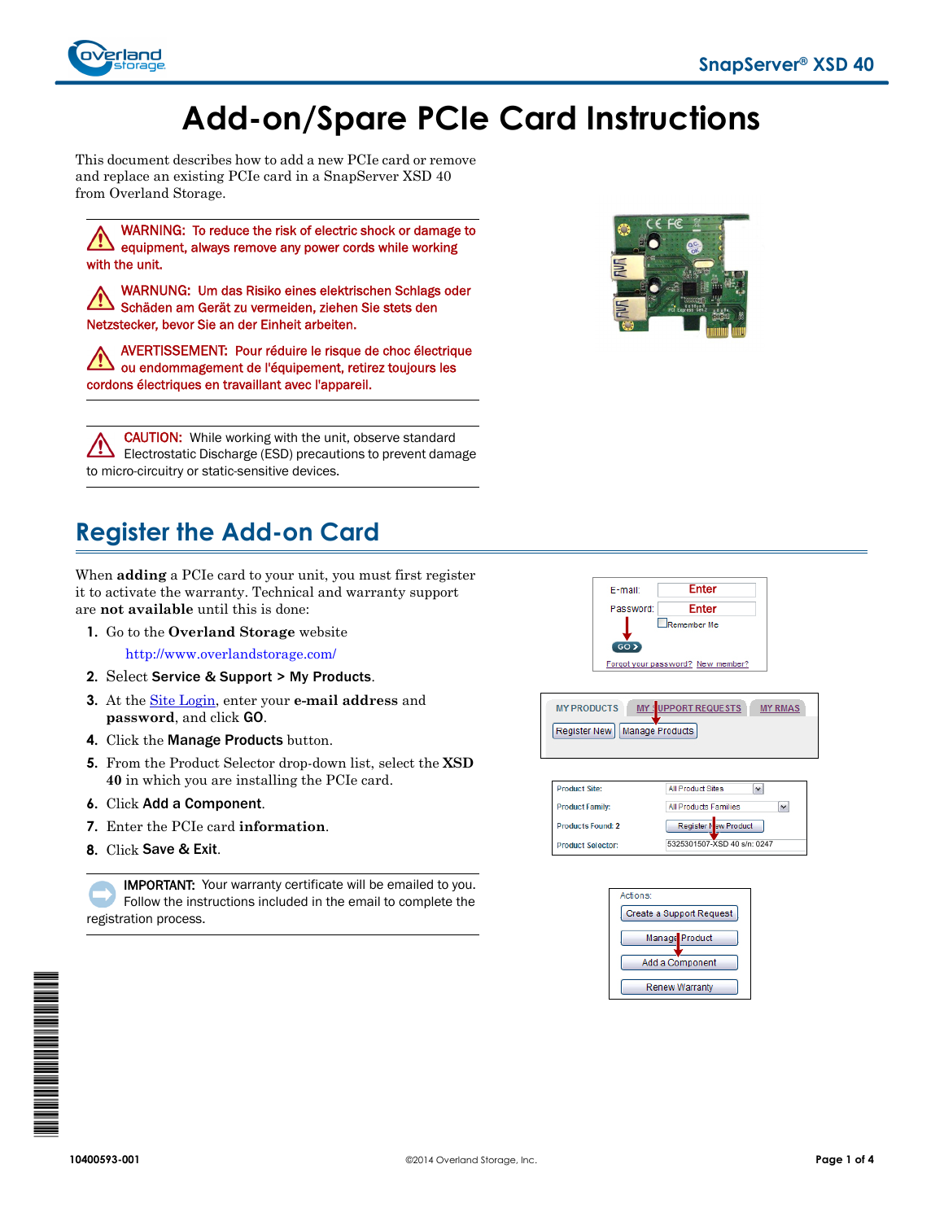# Add-on/Spare PCIe Card Instructions

This document describes how to add a new PCIe card or remove and replace an existing PCIe card in a SnapServer XSD 40 from Overland Storage.

---

**WARNING:** To reduce the risk of electric shock or damage to equipment, always remove any power cords while working with the unit.

**WARNUNG:** Um das Risiko eines elektrischen Schlags oder Schäden am Gerät zu vermeiden, ziehen Sie stets den Netzstecker, bevor Sie an der Einheit arbeiten.

**AVERTISSEMENT:** Pour réduire le risque de choc électrique ou endommagement de l'équipement, retirez toujours les cordons électriques en travaillant avec l'appareil.

---

**CAUTION:** While working with the unit, observe standard Electrostatic Discharge (ESD) precautions to prevent damage to micro-circuitry or static-sensitive devices.

---

## Register the Add-on Card

When **adding** a PCIe card to your unit, you must first register it to activate the warranty. Technical and warranty support are **not available** until this is done:

1. Go to the **Overland Storage** website

   http://www.overlandstorage.com/

2. Select **Service & Support > My Products**.
3. At the Site Login, enter your **e-mail address** and **password**, and click **GO**.
4. Click the **Manage Products** button.
5. From the Product Selector drop-down list, select the **XSD 40** in which you are installing the PCIe card.
6. Click **Add a Component**.
7. Enter the PCIe card **information**.
8. Click **Save & Exit**.

---

**IMPORTANT:** Your warranty certificate will be emailed to you. Follow the instructions included in the email to complete the registration process.

---

10400593-001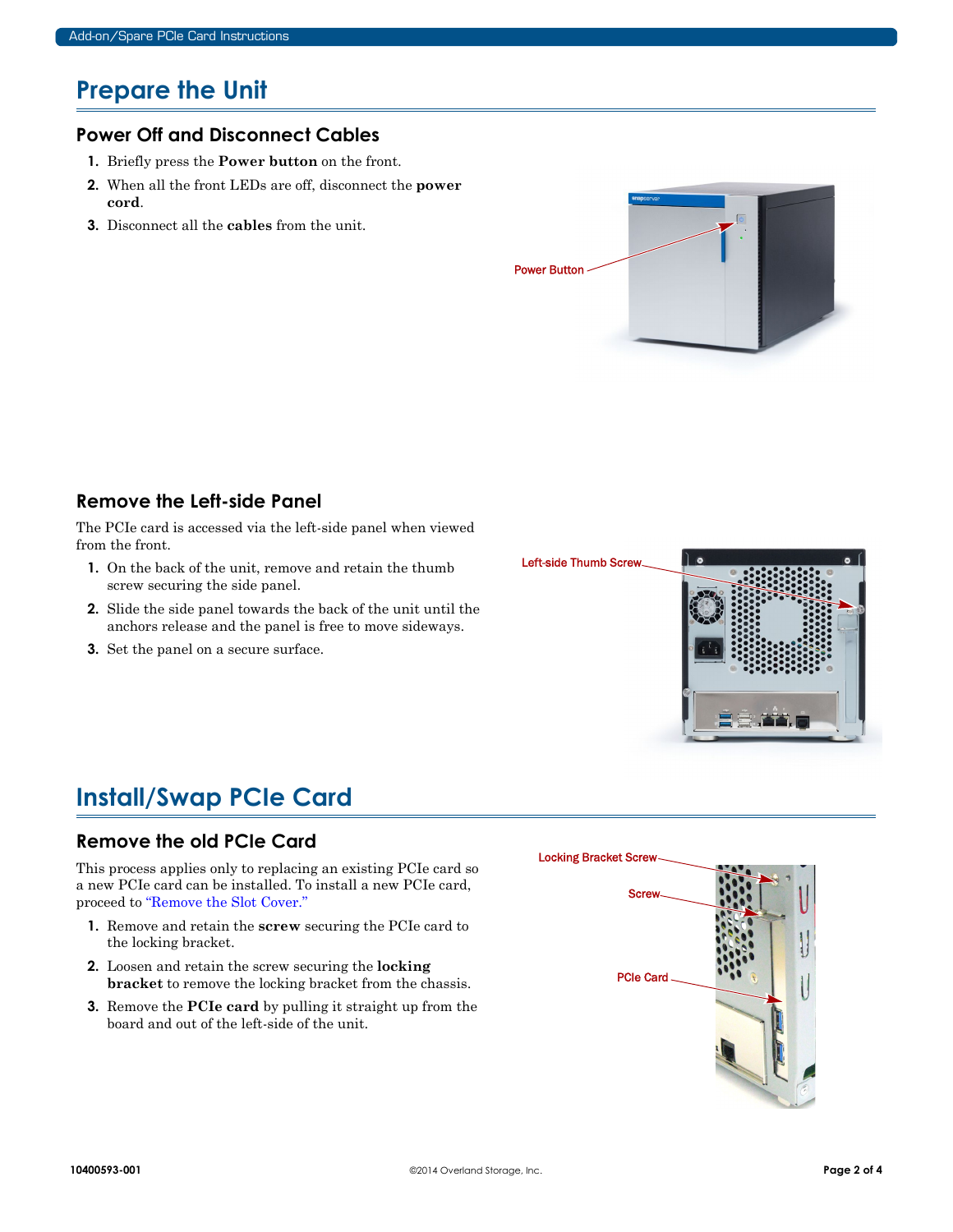# Prepare the Unit

## Power Off and Disconnect Cables

1. Briefly press the **Power button** on the front.
2. When all the front LEDs are off, disconnect the **power cord**.
3. Disconnect all the **cables** from the unit.

Power Button

## Remove the Left-side Panel

The PCIe card is accessed via the left-side panel when viewed from the front.

1. On the back of the unit, remove and retain the thumb screw securing the side panel.
2. Slide the side panel towards the back of the unit until the anchors release and the panel is free to move sideways.
3. Set the panel on a secure surface.

Left-side Thumb Screw

# Install/Swap PCIe Card

## Remove the old PCIe Card

This process applies only to replacing an existing PCIe card so a new PCIe card can be installed. To install a new PCIe card, proceed to "Remove the Slot Cover."

1. Remove and retain the **screw** securing the PCIe card to the locking bracket.
2. Loosen and retain the screw securing the **locking bracket** to remove the locking bracket from the chassis.
3. Remove the **PCIe card** by pulling it straight up from the board and out of the left-side of the unit.

Locking Bracket Screw

Screw

PCIe Card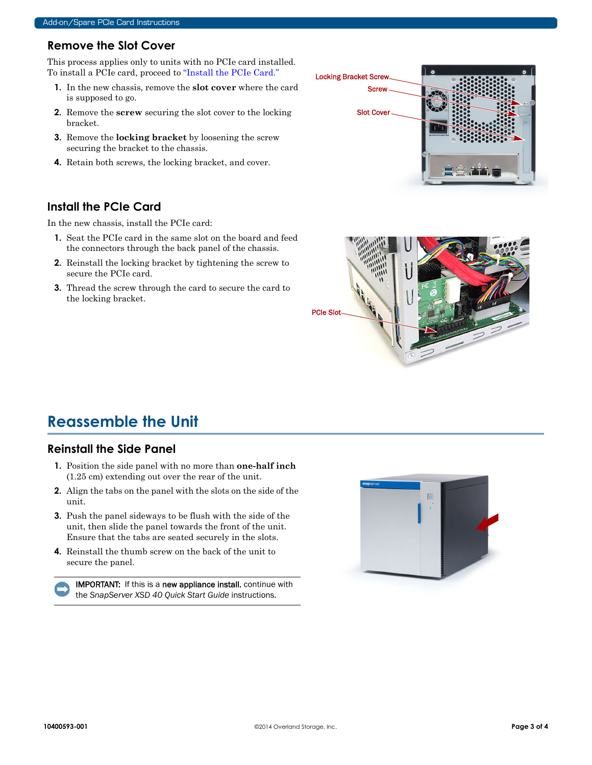## Remove the Slot Cover

This process applies only to units with no PCIe card installed. To install a PCIe card, proceed to "Install the PCIe Card."

1. In the new chassis, remove the **slot cover** where the card is supposed to go.
2. Remove the **screw** securing the slot cover to the locking bracket.
3. Remove the **locking bracket** by loosening the screw securing the bracket to the chassis.
4. Retain both screws, the locking bracket, and cover.

Locking Bracket Screw

Screw

Slot Cover

## Install the PCIe Card

In the new chassis, install the PCIe card:

1. Seat the PCIe card in the same slot on the board and feed the connectors through the back panel of the chassis.
2. Reinstall the locking bracket by tightening the screw to secure the PCIe card.
3. Thread the screw through the card to secure the card to the locking bracket.

PCIe Slot

# Reassemble the Unit

## Reinstall the Side Panel

1. Position the side panel with no more than **one-half inch** (1.25 cm) extending out over the rear of the unit.
2. Align the tabs on the panel with the slots on the side of the unit.
3. Push the panel sideways to be flush with the side of the unit, then slide the panel towards the front of the unit. Ensure that the tabs are seated securely in the slots.
4. Reinstall the thumb screw on the back of the unit to secure the panel.

> **IMPORTANT:** If this is a **new appliance install**, continue with the *SnapServer XSD 40 Quick Start Guide* instructions.

10400593-001 ©2014 Overland Storage, Inc.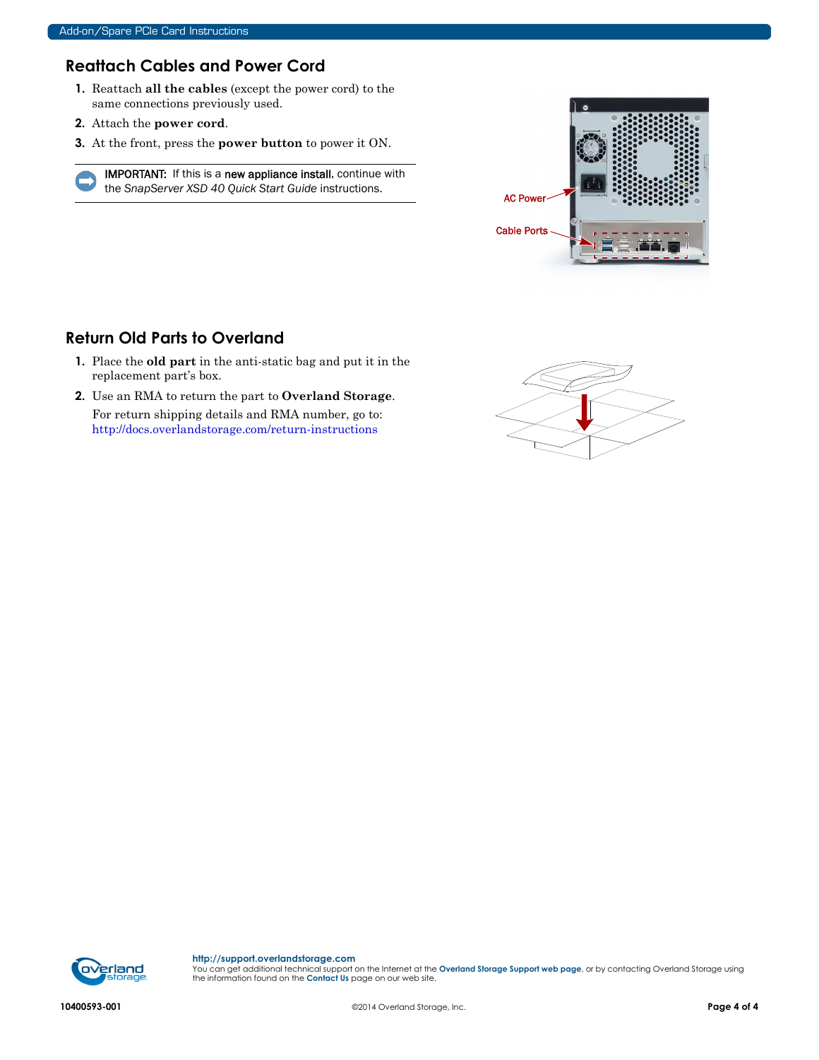## Reattach Cables and Power Cord

1. Reattach **all the cables** (except the power cord) to the same connections previously used.
2. Attach the **power cord**.
3. At the front, press the **power button** to power it ON.

> **IMPORTANT:** If this is a **new appliance install**, continue with the *SnapServer XSD 40 Quick Start Guide* instructions.

AC Power

Cable Ports

## Return Old Parts to Overland

1. Place the **old part** in the anti-static bag and put it in the replacement part's box.
2. Use an RMA to return the part to **Overland Storage**.

   For return shipping details and RMA number, go to:
   http://docs.overlandstorage.com/return-instructions

**http://support.overlandstorage.com**
You can get additional technical support on the Internet at the **Overland Storage Support web page**, or by contacting Overland Storage using the information found on the **Contact Us** page on our web site.

10400593-001

©2014 Overland Storage, Inc.